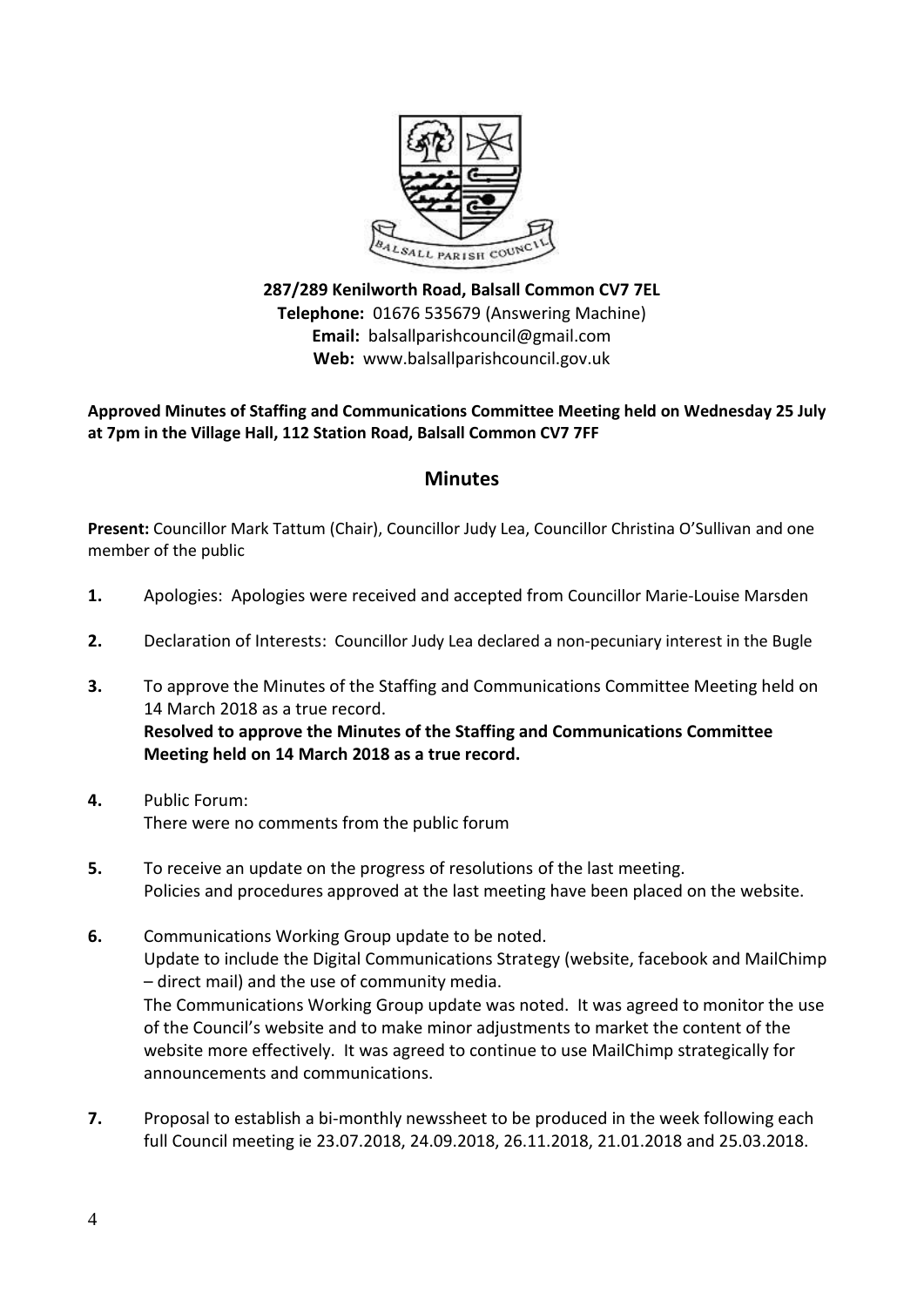**287/289 Kenilworth Road, Balsall Common CV7 7EL**
**Telephone:** 01676 535679 (Answering Machine)
**Email:** balsallparishcouncil@gmail.com
**Web:** www.balsallparishcouncil.gov.uk

**Approved Minutes of Staffing and Communications Committee Meeting held on Wednesday 25 July at 7pm in the Village Hall, 112 Station Road, Balsall Common CV7 7FF**

## Minutes

**Present:** Councillor Mark Tattum (Chair), Councillor Judy Lea, Councillor Christina O'Sullivan and one member of the public

1. Apologies: Apologies were received and accepted from Councillor Marie-Louise Marsden

2. Declaration of Interests: Councillor Judy Lea declared a non-pecuniary interest in the Bugle

3. To approve the Minutes of the Staffing and Communications Committee Meeting held on 14 March 2018 as a true record.
   **Resolved to approve the Minutes of the Staffing and Communications Committee Meeting held on 14 March 2018 as a true record.**

4. Public Forum:
   There were no comments from the public forum

5. To receive an update on the progress of resolutions of the last meeting.
   Policies and procedures approved at the last meeting have been placed on the website.

6. Communications Working Group update to be noted.
   Update to include the Digital Communications Strategy (website, facebook and MailChimp – direct mail) and the use of community media.
   The Communications Working Group update was noted. It was agreed to monitor the use of the Council's website and to make minor adjustments to market the content of the website more effectively. It was agreed to continue to use MailChimp strategically for announcements and communications.

7. Proposal to establish a bi-monthly newssheet to be produced in the week following each full Council meeting ie 23.07.2018, 24.09.2018, 26.11.2018, 21.01.2018 and 25.03.2018.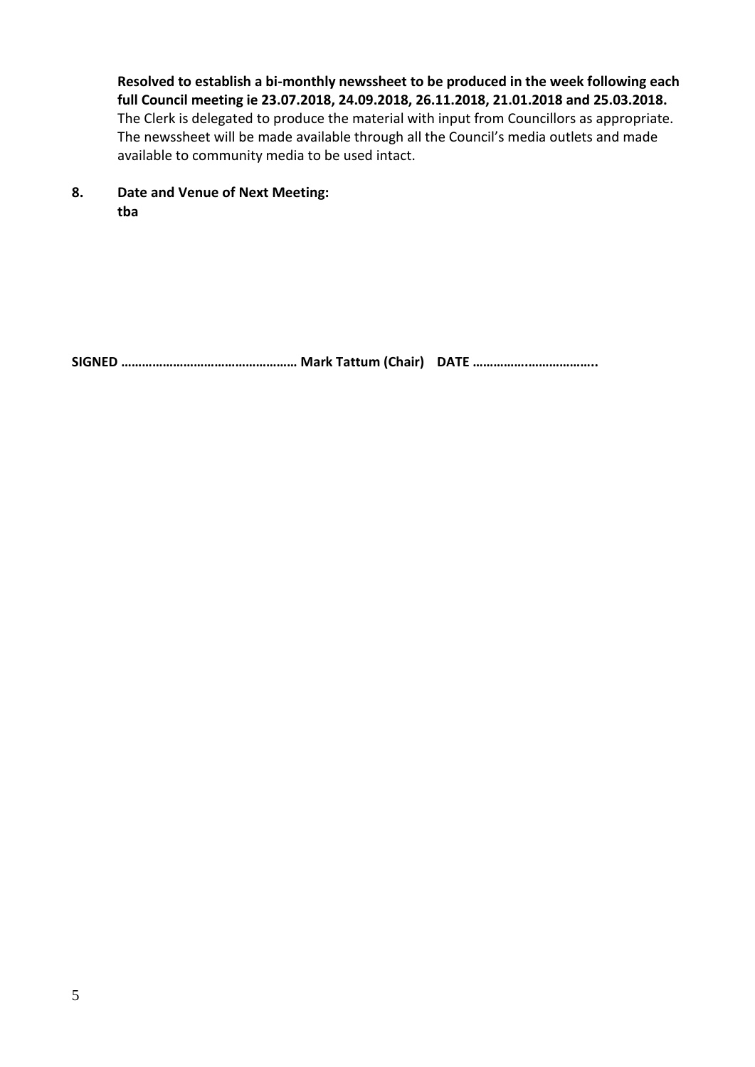**Resolved to establish a bi-monthly newssheet to be produced in the week following each full Council meeting ie 23.07.2018, 24.09.2018, 26.11.2018, 21.01.2018 and 25.03.2018.**
The Clerk is delegated to produce the material with input from Councillors as appropriate. The newssheet will be made available through all the Council's media outlets and made available to community media to be used intact.

**8. Date and Venue of Next Meeting:**
**tba**

**SIGNED ………………………………………… Mark Tattum (Chair) DATE ……………..………………..**